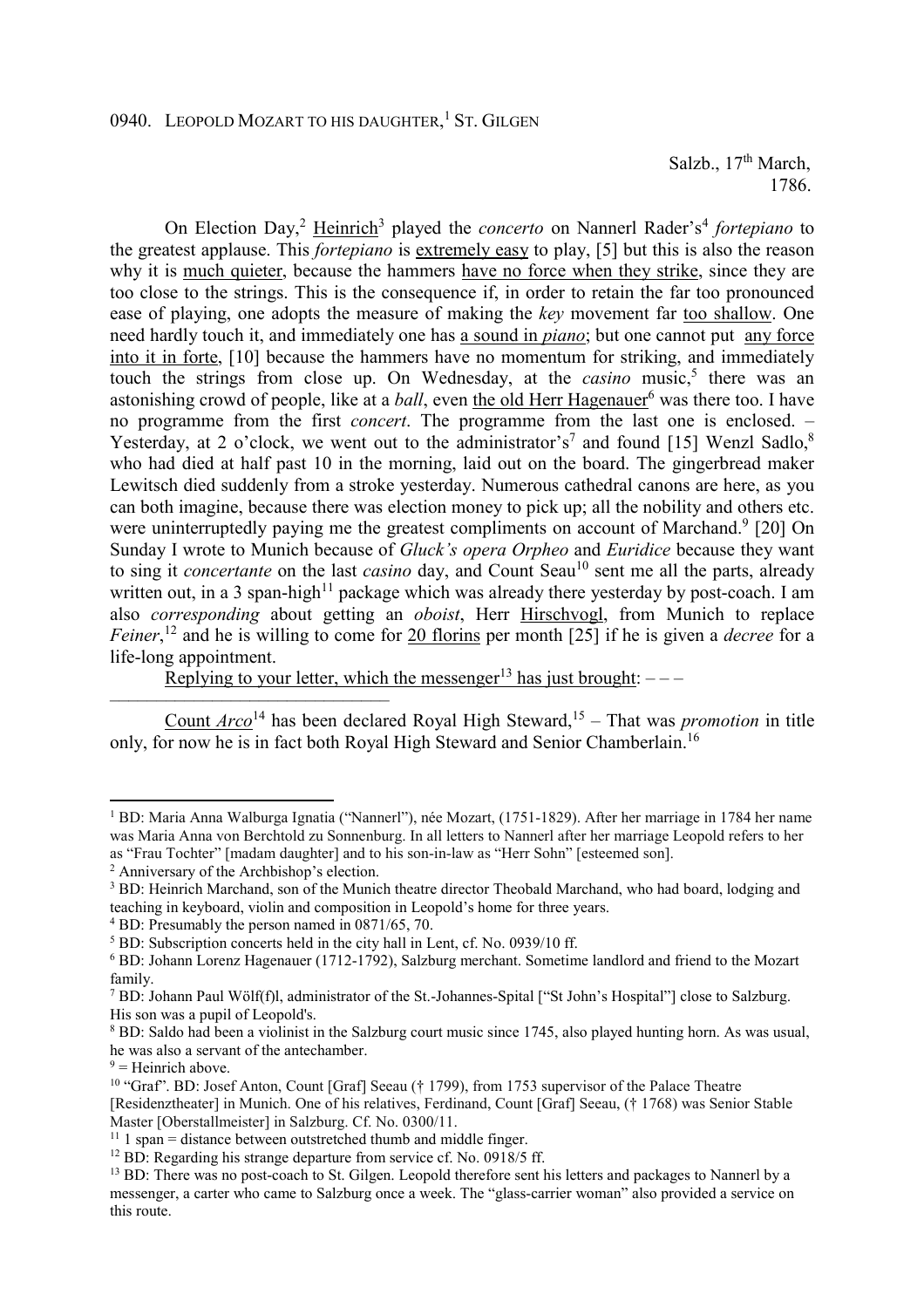0940. LEOPOLD MOZART TO HIS DAUGHTER,[1] ST. GILGEN

Salzb., 17th March, 1786.

On Election Day,[2] Heinrich[3] played the *concerto* on Nannerl Rader's[4] *fortepiano* to the greatest applause. This *fortepiano* is extremely easy to play, [5] but this is also the reason why it is much quieter, because the hammers have no force when they strike, since they are too close to the strings. This is the consequence if, in order to retain the far too pronounced ease of playing, one adopts the measure of making the *key* movement far too shallow. One need hardly touch it, and immediately one has a sound in *piano*; but one cannot put any force into it in forte, [10] because the hammers have no momentum for striking, and immediately touch the strings from close up. On Wednesday, at the *casino* music,[5] there was an astonishing crowd of people, like at a *ball*, even the old Herr Hagenauer[6] was there too. I have no programme from the first *concert*. The programme from the last one is enclosed. – Yesterday, at 2 o'clock, we went out to the administrator's[7] and found [15] Wenzl Sadlo,[8] who had died at half past 10 in the morning, laid out on the board. The gingerbread maker Lewitsch died suddenly from a stroke yesterday. Numerous cathedral canons are here, as you can both imagine, because there was election money to pick up; all the nobility and others etc. were uninterruptedly paying me the greatest compliments on account of Marchand.[9] [20] On Sunday I wrote to Munich because of *Gluck's opera Orpheo* and *Euridice* because they want to sing it *concertante* on the last *casino* day, and Count Seau[10] sent me all the parts, already written out, in a 3 span-high[11] package which was already there yesterday by post-coach. I am also *corresponding* about getting an *oboist*, Herr Hirschvogl, from Munich to replace *Feiner*,[12] and he is willing to come for 20 florins per month [25] if he is given a *decree* for a life-long appointment.

Replying to your letter, which the messenger[13] has just brought: – – –

---

Count *Arco*[14] has been declared Royal High Steward,[15] – That was *promotion* in title only, for now he is in fact both Royal High Steward and Senior Chamberlain.[16]

---

[1] BD: Maria Anna Walburga Ignatia ("Nannerl"), née Mozart, (1751-1829). After her marriage in 1784 her name was Maria Anna von Berchtold zu Sonnenburg. In all letters to Nannerl after her marriage Leopold refers to her as "Frau Tochter" [madam daughter] and to his son-in-law as "Herr Sohn" [esteemed son].

[2] Anniversary of the Archbishop's election.

[3] BD: Heinrich Marchand, son of the Munich theatre director Theobald Marchand, who had board, lodging and teaching in keyboard, violin and composition in Leopold's home for three years.

[4] BD: Presumably the person named in 0871/65, 70.

[5] BD: Subscription concerts held in the city hall in Lent, cf. No. 0939/10 ff.

[6] BD: Johann Lorenz Hagenauer (1712-1792), Salzburg merchant. Sometime landlord and friend to the Mozart family.

[7] BD: Johann Paul Wölf(f)l, administrator of the St.-Johannes-Spital ["St John's Hospital"] close to Salzburg. His son was a pupil of Leopold's.

[8] BD: Saldo had been a violinist in the Salzburg court music since 1745, also played hunting horn. As was usual, he was also a servant of the antechamber.

[9] = Heinrich above.

[10] "Graf". BD: Josef Anton, Count [Graf] Seeau († 1799), from 1753 supervisor of the Palace Theatre [Residenztheater] in Munich. One of his relatives, Ferdinand, Count [Graf] Seeau, († 1768) was Senior Stable Master [Oberstallmeister] in Salzburg. Cf. No. 0300/11.

[11] 1 span = distance between outstretched thumb and middle finger.

[12] BD: Regarding his strange departure from service cf. No. 0918/5 ff.

[13] BD: There was no post-coach to St. Gilgen. Leopold therefore sent his letters and packages to Nannerl by a messenger, a carter who came to Salzburg once a week. The "glass-carrier woman" also provided a service on this route.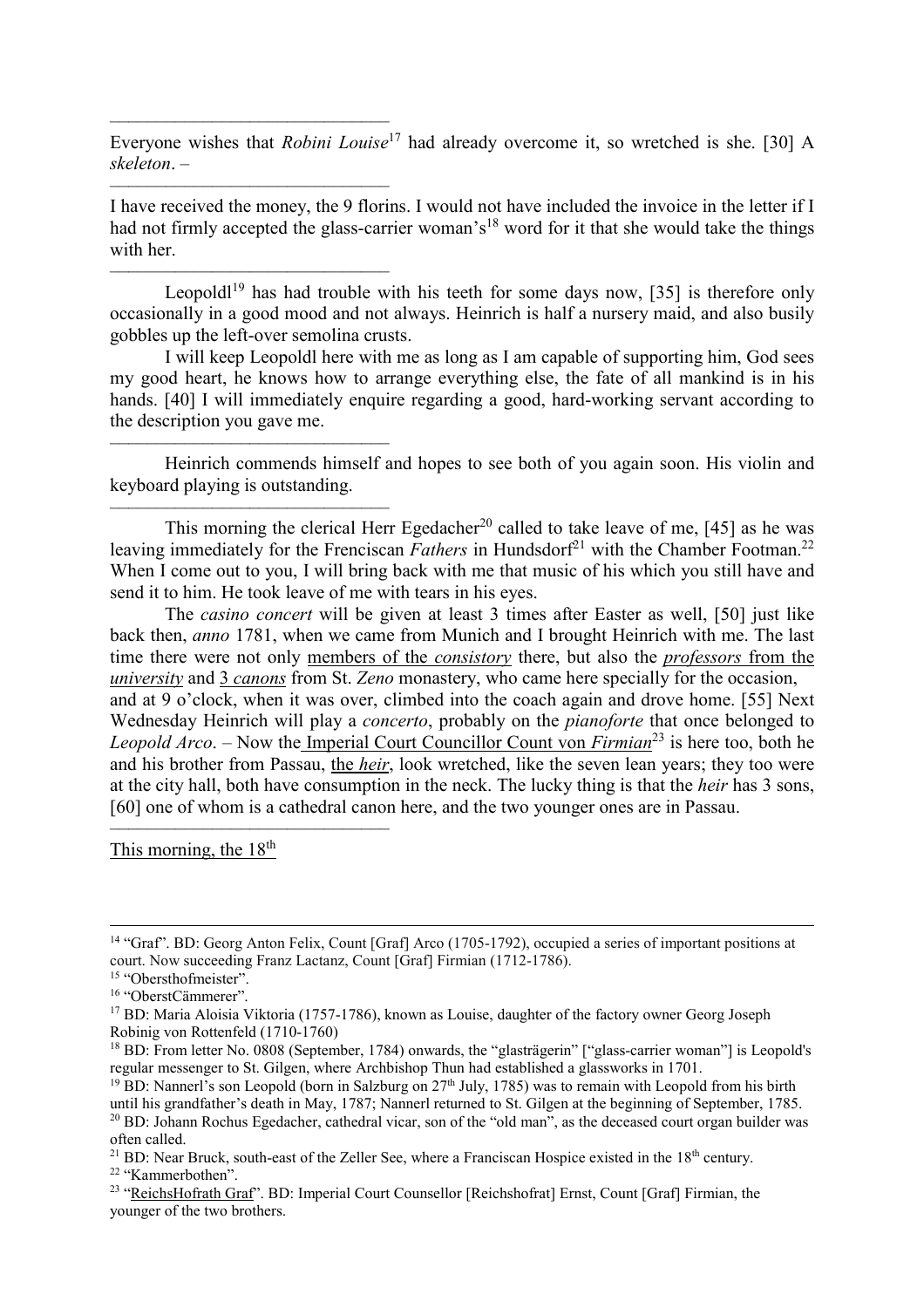———————————————

Everyone wishes that *Robini Louise*[17] had already overcome it, so wretched is she. [30] A *skeleton*. –

———————————————

I have received the money, the 9 florins. I would not have included the invoice in the letter if I had not firmly accepted the glass-carrier woman's[18] word for it that she would take the things with her.

———————————————

Leopoldl[19] has had trouble with his teeth for some days now, [35] is therefore only occasionally in a good mood and not always. Heinrich is half a nursery maid, and also busily gobbles up the left-over semolina crusts.

I will keep Leopoldl here with me as long as I am capable of supporting him, God sees my good heart, he knows how to arrange everything else, the fate of all mankind is in his hands. [40] I will immediately enquire regarding a good, hard-working servant according to the description you gave me.

———————————————

Heinrich commends himself and hopes to see both of you again soon. His violin and keyboard playing is outstanding.

———————————————

This morning the clerical Herr Egedacher[20] called to take leave of me, [45] as he was leaving immediately for the Frenciscan *Fathers* in Hundsdorf[21] with the Chamber Footman.[22] When I come out to you, I will bring back with me that music of his which you still have and send it to him. He took leave of me with tears in his eyes.

The *casino concert* will be given at least 3 times after Easter as well, [50] just like back then, *anno* 1781, when we came from Munich and I brought Heinrich with me. The last time there were not only members of the *consistory* there, but also the *professors* from the *university* and 3 *canons* from St. *Zeno* monastery, who came here specially for the occasion, and at 9 o'clock, when it was over, climbed into the coach again and drove home. [55] Next Wednesday Heinrich will play a *concerto*, probably on the *pianoforte* that once belonged to *Leopold Arco*. – Now the Imperial Court Councillor Count von *Firmian*[23] is here too, both he and his brother from Passau, the *heir*, look wretched, like the seven lean years; they too were at the city hall, both have consumption in the neck. The lucky thing is that the *heir* has 3 sons, [60] one of whom is a cathedral canon here, and the two younger ones are in Passau.

———————————————

This morning, the 18th

---

[14] "Graf". BD: Georg Anton Felix, Count [Graf] Arco (1705-1792), occupied a series of important positions at court. Now succeeding Franz Lactanz, Count [Graf] Firmian (1712-1786).

[15] "Obersthofmeister".

[16] "OberstCämmerer".

[17] BD: Maria Aloisia Viktoria (1757-1786), known as Louise, daughter of the factory owner Georg Joseph Robinig von Rottenfeld (1710-1760)

[18] BD: From letter No. 0808 (September, 1784) onwards, the "glasträgerin" ["glass-carrier woman"] is Leopold's regular messenger to St. Gilgen, where Archbishop Thun had established a glassworks in 1701.

[19] BD: Nannerl's son Leopold (born in Salzburg on 27th July, 1785) was to remain with Leopold from his birth until his grandfather's death in May, 1787; Nannerl returned to St. Gilgen at the beginning of September, 1785.

[20] BD: Johann Rochus Egedacher, cathedral vicar, son of the "old man", as the deceased court organ builder was often called.

[21] BD: Near Bruck, south-east of the Zeller See, where a Franciscan Hospice existed in the 18th century.

[22] "Kammerbothen".

[23] "ReichsHofrath Graf". BD: Imperial Court Counsellor [Reichshofrat] Ernst, Count [Graf] Firmian, the younger of the two brothers.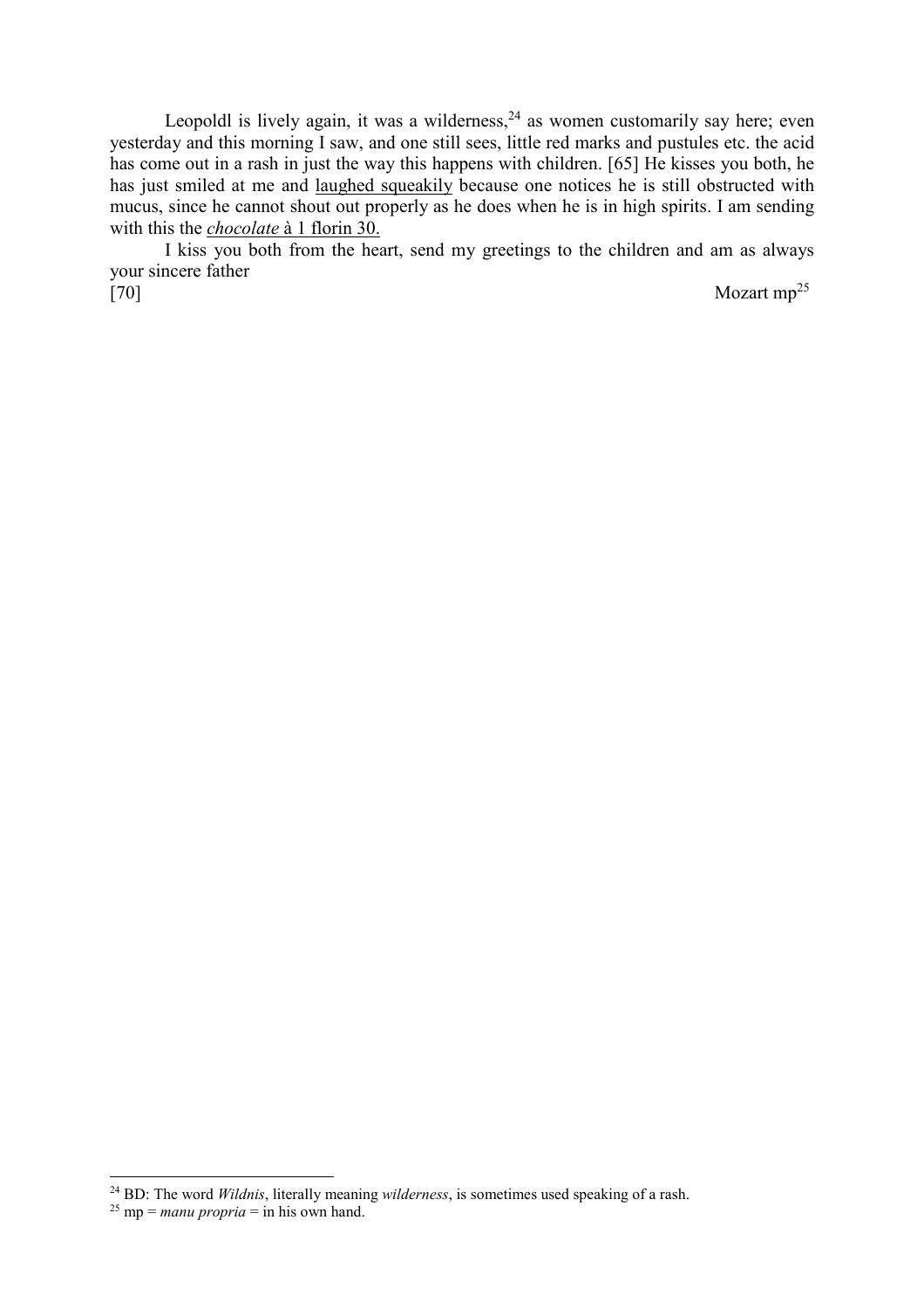Leopoldl is lively again, it was a wilderness,[24] as women customarily say here; even yesterday and this morning I saw, and one still sees, little red marks and pustules etc. the acid has come out in a rash in just the way this happens with children. [65] He kisses you both, he has just smiled at me and laughed squeakily because one notices he is still obstructed with mucus, since he cannot shout out properly as he does when he is in high spirits. I am sending with this the *chocolate* à 1 florin 30.

I kiss you both from the heart, send my greetings to the children and am as always your sincere father

[70] Mozart mp[25]

---

[24] BD: The word *Wildnis*, literally meaning *wilderness*, is sometimes used speaking of a rash.

[25] mp = *manu propria* = in his own hand.